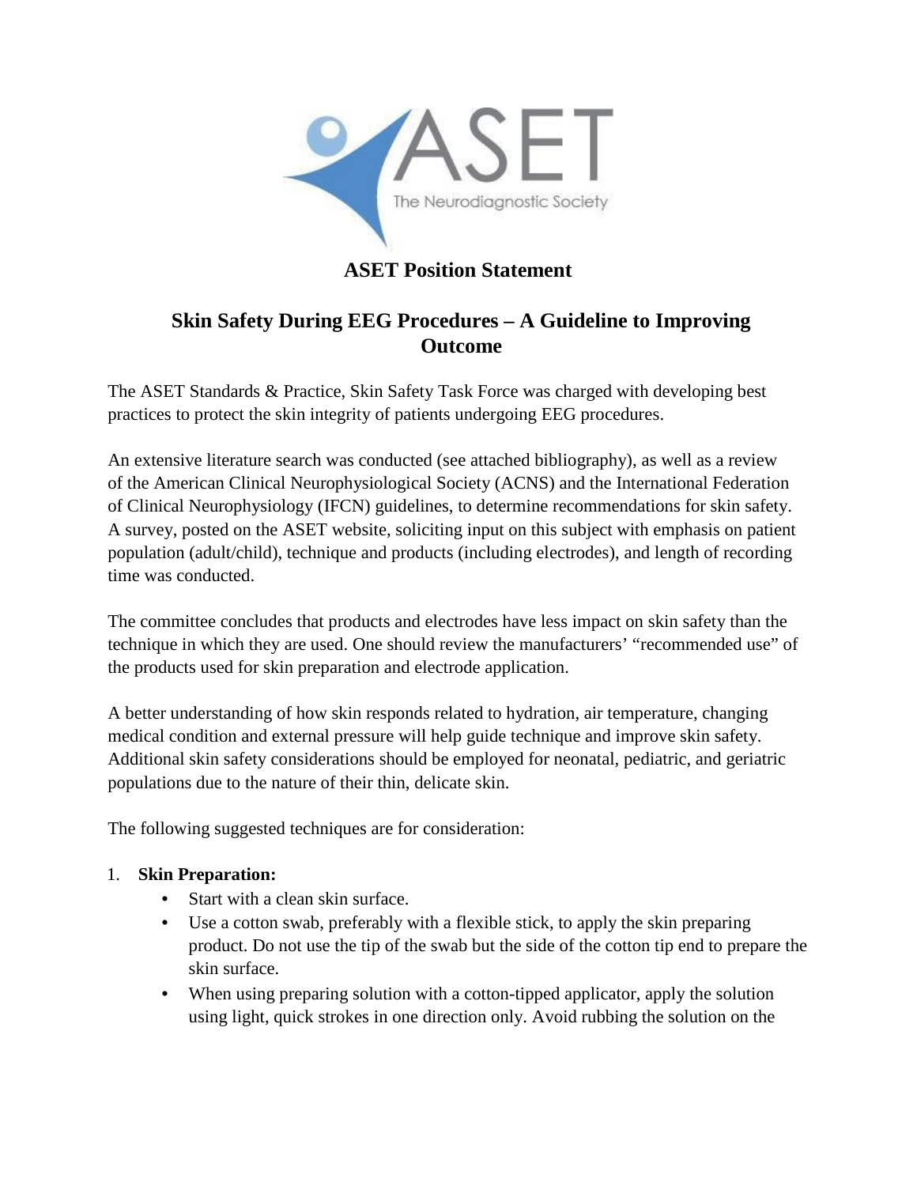# ASET Position Statement

## Skin Safety During EEG Procedures – A Guideline to Improving Outcome

The ASET Standards & Practice, Skin Safety Task Force was charged with developing best practices to protect the skin integrity of patients undergoing EEG procedures.

An extensive literature search was conducted (see attached bibliography), as well as a review of the American Clinical Neurophysiological Society (ACNS) and the International Federation of Clinical Neurophysiology (IFCN) guidelines, to determine recommendations for skin safety. A survey, posted on the ASET website, soliciting input on this subject with emphasis on patient population (adult/child), technique and products (including electrodes), and length of recording time was conducted.

The committee concludes that products and electrodes have less impact on skin safety than the technique in which they are used. One should review the manufacturers' "recommended use" of the products used for skin preparation and electrode application.

A better understanding of how skin responds related to hydration, air temperature, changing medical condition and external pressure will help guide technique and improve skin safety. Additional skin safety considerations should be employed for neonatal, pediatric, and geriatric populations due to the nature of their thin, delicate skin.

The following suggested techniques are for consideration:

1. **Skin Preparation:**
   - Start with a clean skin surface.
   - Use a cotton swab, preferably with a flexible stick, to apply the skin preparing product. Do not use the tip of the swab but the side of the cotton tip end to prepare the skin surface.
   - When using preparing solution with a cotton-tipped applicator, apply the solution using light, quick strokes in one direction only. Avoid rubbing the solution on the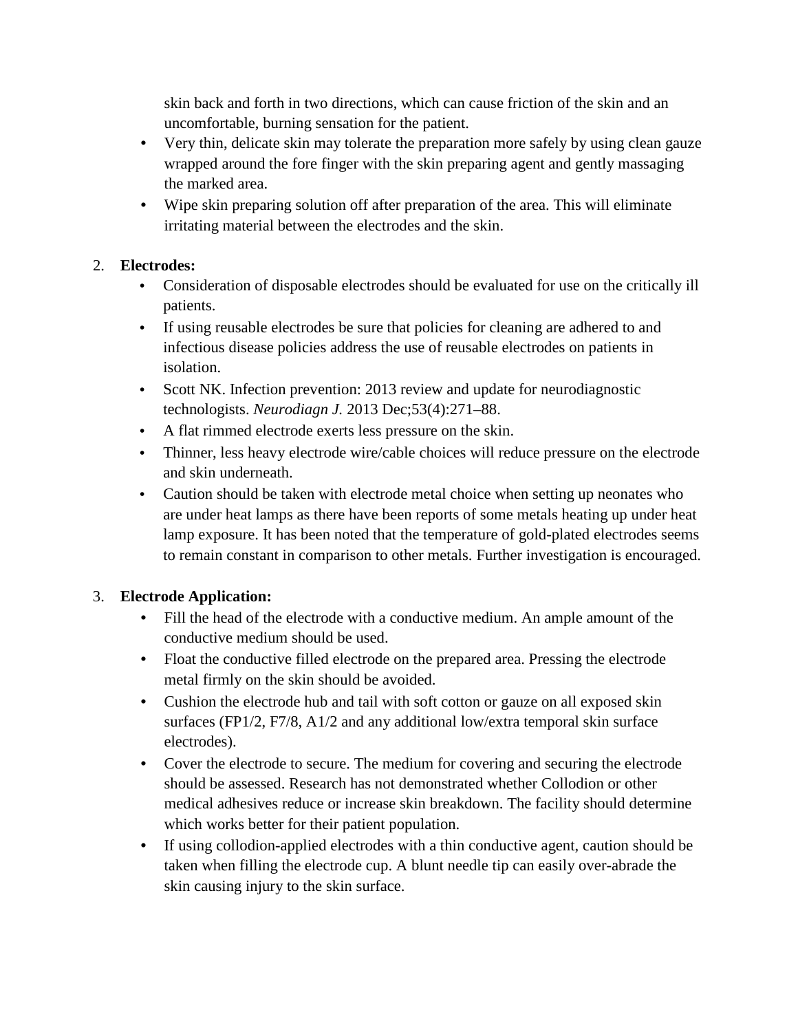skin back and forth in two directions, which can cause friction of the skin and an uncomfortable, burning sensation for the patient.

- Very thin, delicate skin may tolerate the preparation more safely by using clean gauze wrapped around the fore finger with the skin preparing agent and gently massaging the marked area.
- Wipe skin preparing solution off after preparation of the area. This will eliminate irritating material between the electrodes and the skin.

2. **Electrodes:**
    - Consideration of disposable electrodes should be evaluated for use on the critically ill patients.
    - If using reusable electrodes be sure that policies for cleaning are adhered to and infectious disease policies address the use of reusable electrodes on patients in isolation.
    - Scott NK. Infection prevention: 2013 review and update for neurodiagnostic technologists. *Neurodiagn J.* 2013 Dec;53(4):271–88.
    - A flat rimmed electrode exerts less pressure on the skin.
    - Thinner, less heavy electrode wire/cable choices will reduce pressure on the electrode and skin underneath.
    - Caution should be taken with electrode metal choice when setting up neonates who are under heat lamps as there have been reports of some metals heating up under heat lamp exposure. It has been noted that the temperature of gold-plated electrodes seems to remain constant in comparison to other metals. Further investigation is encouraged.

3. **Electrode Application:**
    - Fill the head of the electrode with a conductive medium. An ample amount of the conductive medium should be used.
    - Float the conductive filled electrode on the prepared area. Pressing the electrode metal firmly on the skin should be avoided.
    - Cushion the electrode hub and tail with soft cotton or gauze on all exposed skin surfaces (FP1/2, F7/8, A1/2 and any additional low/extra temporal skin surface electrodes).
    - Cover the electrode to secure. The medium for covering and securing the electrode should be assessed. Research has not demonstrated whether Collodion or other medical adhesives reduce or increase skin breakdown. The facility should determine which works better for their patient population.
    - If using collodion-applied electrodes with a thin conductive agent, caution should be taken when filling the electrode cup. A blunt needle tip can easily over-abrade the skin causing injury to the skin surface.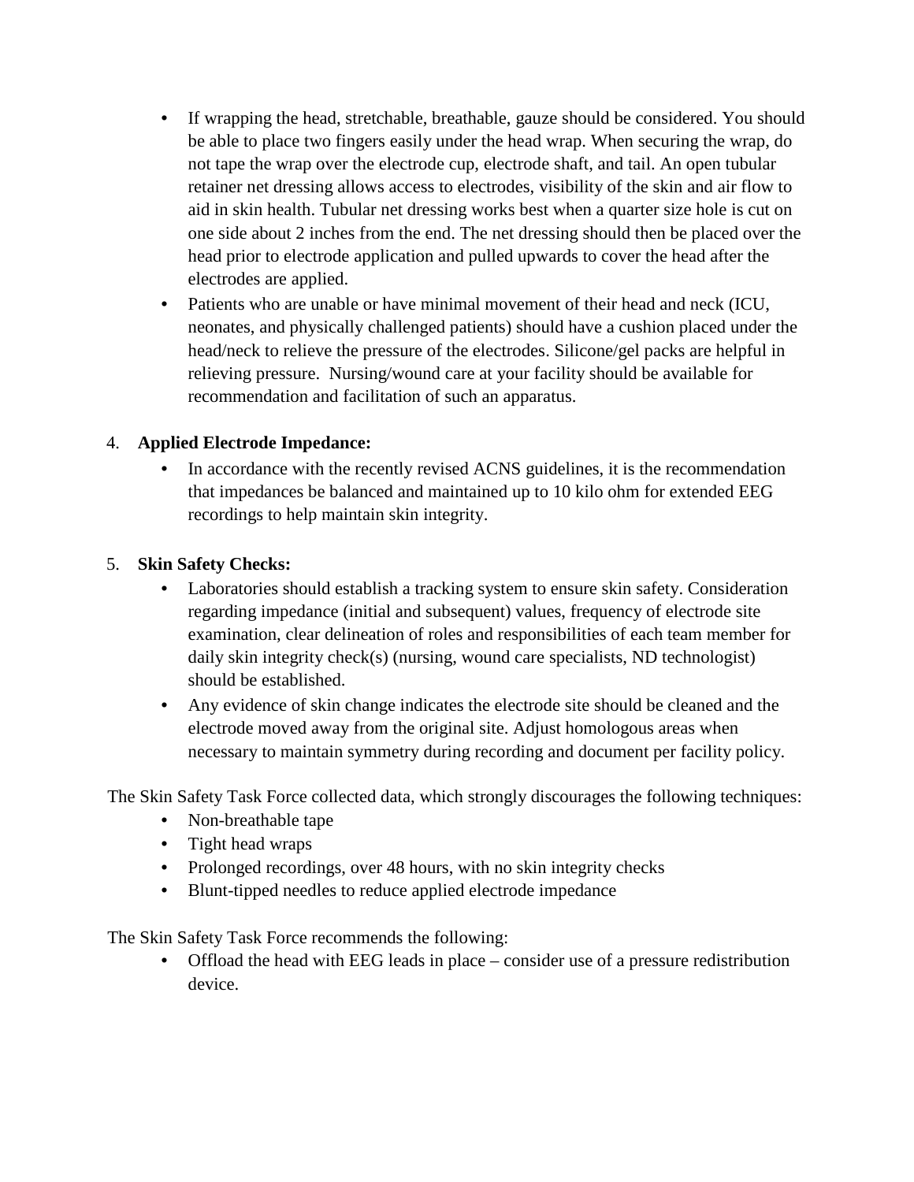- If wrapping the head, stretchable, breathable, gauze should be considered. You should be able to place two fingers easily under the head wrap. When securing the wrap, do not tape the wrap over the electrode cup, electrode shaft, and tail. An open tubular retainer net dressing allows access to electrodes, visibility of the skin and air flow to aid in skin health. Tubular net dressing works best when a quarter size hole is cut on one side about 2 inches from the end. The net dressing should then be placed over the head prior to electrode application and pulled upwards to cover the head after the electrodes are applied.
- Patients who are unable or have minimal movement of their head and neck (ICU, neonates, and physically challenged patients) should have a cushion placed under the head/neck to relieve the pressure of the electrodes. Silicone/gel packs are helpful in relieving pressure. Nursing/wound care at your facility should be available for recommendation and facilitation of such an apparatus.

4. **Applied Electrode Impedance:**
   - In accordance with the recently revised ACNS guidelines, it is the recommendation that impedances be balanced and maintained up to 10 kilo ohm for extended EEG recordings to help maintain skin integrity.

5. **Skin Safety Checks:**
   - Laboratories should establish a tracking system to ensure skin safety. Consideration regarding impedance (initial and subsequent) values, frequency of electrode site examination, clear delineation of roles and responsibilities of each team member for daily skin integrity check(s) (nursing, wound care specialists, ND technologist) should be established.
   - Any evidence of skin change indicates the electrode site should be cleaned and the electrode moved away from the original site. Adjust homologous areas when necessary to maintain symmetry during recording and document per facility policy.

The Skin Safety Task Force collected data, which strongly discourages the following techniques:

- Non-breathable tape
- Tight head wraps
- Prolonged recordings, over 48 hours, with no skin integrity checks
- Blunt-tipped needles to reduce applied electrode impedance

The Skin Safety Task Force recommends the following:

- Offload the head with EEG leads in place – consider use of a pressure redistribution device.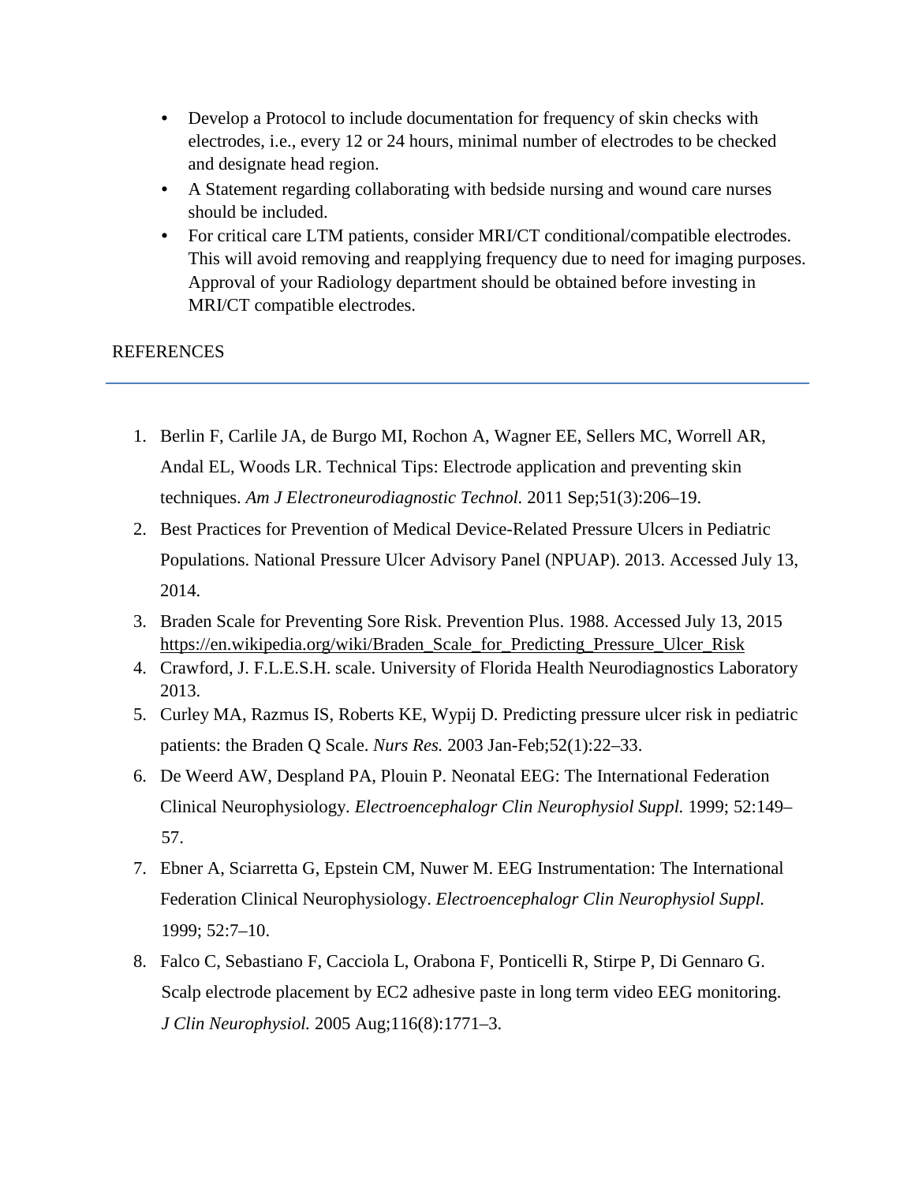- Develop a Protocol to include documentation for frequency of skin checks with electrodes, i.e., every 12 or 24 hours, minimal number of electrodes to be checked and designate head region.
- A Statement regarding collaborating with bedside nursing and wound care nurses should be included.
- For critical care LTM patients, consider MRI/CT conditional/compatible electrodes. This will avoid removing and reapplying frequency due to need for imaging purposes. Approval of your Radiology department should be obtained before investing in MRI/CT compatible electrodes.

## REFERENCES

1. Berlin F, Carlile JA, de Burgo MI, Rochon A, Wagner EE, Sellers MC, Worrell AR, Andal EL, Woods LR. Technical Tips: Electrode application and preventing skin techniques. *Am J Electroneurodiagnostic Technol.* 2011 Sep;51(3):206–19.
2. Best Practices for Prevention of Medical Device-Related Pressure Ulcers in Pediatric Populations. National Pressure Ulcer Advisory Panel (NPUAP). 2013. Accessed July 13, 2014.
3. Braden Scale for Preventing Sore Risk. Prevention Plus. 1988. Accessed July 13, 2015 https://en.wikipedia.org/wiki/Braden_Scale_for_Predicting_Pressure_Ulcer_Risk
4. Crawford, J. F.L.E.S.H. scale. University of Florida Health Neurodiagnostics Laboratory 2013.
5. Curley MA, Razmus IS, Roberts KE, Wypij D. Predicting pressure ulcer risk in pediatric patients: the Braden Q Scale. *Nurs Res.* 2003 Jan-Feb;52(1):22–33.
6. De Weerd AW, Despland PA, Plouin P. Neonatal EEG: The International Federation Clinical Neurophysiology. *Electroencephalogr Clin Neurophysiol Suppl.* 1999; 52:149–57.
7. Ebner A, Sciarretta G, Epstein CM, Nuwer M. EEG Instrumentation: The International Federation Clinical Neurophysiology. *Electroencephalogr Clin Neurophysiol Suppl.* 1999; 52:7–10.
8. Falco C, Sebastiano F, Cacciola L, Orabona F, Ponticelli R, Stirpe P, Di Gennaro G. Scalp electrode placement by EC2 adhesive paste in long term video EEG monitoring. *J Clin Neurophysiol.* 2005 Aug;116(8):1771–3.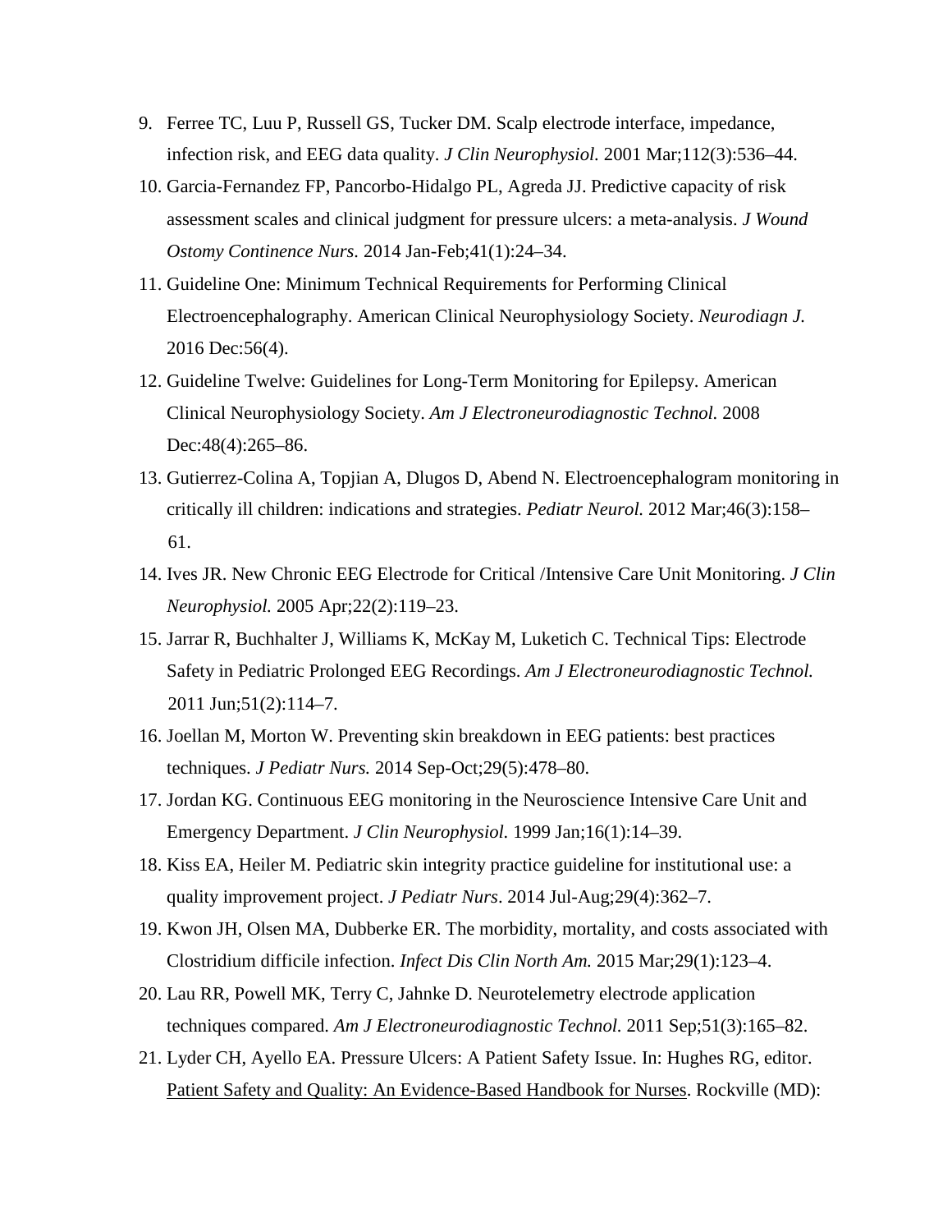9. Ferree TC, Luu P, Russell GS, Tucker DM. Scalp electrode interface, impedance, infection risk, and EEG data quality. *J Clin Neurophysiol.* 2001 Mar;112(3):536–44.
10. Garcia-Fernandez FP, Pancorbo-Hidalgo PL, Agreda JJ. Predictive capacity of risk assessment scales and clinical judgment for pressure ulcers: a meta-analysis. *J Wound Ostomy Continence Nurs.* 2014 Jan-Feb;41(1):24–34.
11. Guideline One: Minimum Technical Requirements for Performing Clinical Electroencephalography. American Clinical Neurophysiology Society. *Neurodiagn J.* 2016 Dec:56(4).
12. Guideline Twelve: Guidelines for Long-Term Monitoring for Epilepsy. American Clinical Neurophysiology Society. *Am J Electroneurodiagnostic Technol.* 2008 Dec:48(4):265–86.
13. Gutierrez-Colina A, Topjian A, Dlugos D, Abend N. Electroencephalogram monitoring in critically ill children: indications and strategies. *Pediatr Neurol.* 2012 Mar;46(3):158–61.
14. Ives JR. New Chronic EEG Electrode for Critical /Intensive Care Unit Monitoring. *J Clin Neurophysiol.* 2005 Apr;22(2):119–23.
15. Jarrar R, Buchhalter J, Williams K, McKay M, Luketich C. Technical Tips: Electrode Safety in Pediatric Prolonged EEG Recordings. *Am J Electroneurodiagnostic Technol.* 2011 Jun;51(2):114–7.
16. Joellan M, Morton W. Preventing skin breakdown in EEG patients: best practices techniques. *J Pediatr Nurs.* 2014 Sep-Oct;29(5):478–80.
17. Jordan KG. Continuous EEG monitoring in the Neuroscience Intensive Care Unit and Emergency Department. *J Clin Neurophysiol.* 1999 Jan;16(1):14–39.
18. Kiss EA, Heiler M. Pediatric skin integrity practice guideline for institutional use: a quality improvement project. *J Pediatr Nurs*. 2014 Jul-Aug;29(4):362–7.
19. Kwon JH, Olsen MA, Dubberke ER. The morbidity, mortality, and costs associated with Clostridium difficile infection. *Infect Dis Clin North Am.* 2015 Mar;29(1):123–4.
20. Lau RR, Powell MK, Terry C, Jahnke D. Neurotelemetry electrode application techniques compared. *Am J Electroneurodiagnostic Technol.* 2011 Sep;51(3):165–82.
21. Lyder CH, Ayello EA. Pressure Ulcers: A Patient Safety Issue. In: Hughes RG, editor. Patient Safety and Quality: An Evidence-Based Handbook for Nurses. Rockville (MD):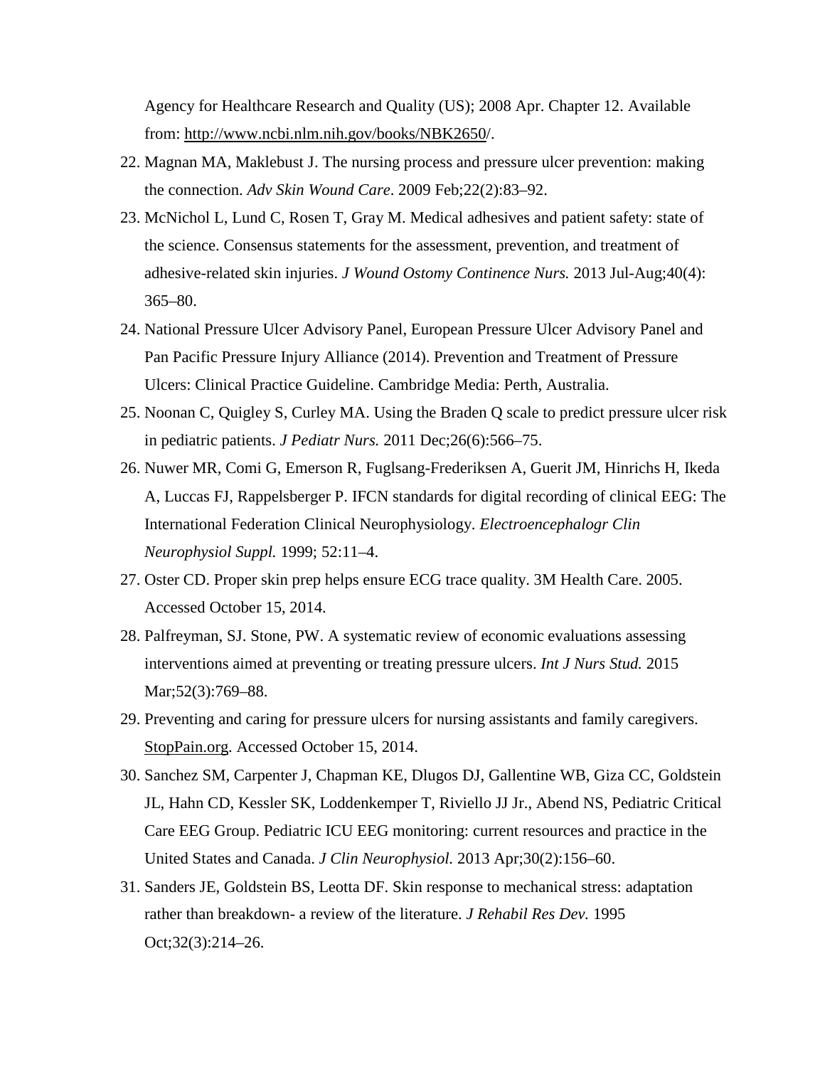Agency for Healthcare Research and Quality (US); 2008 Apr. Chapter 12. Available from: http://www.ncbi.nlm.nih.gov/books/NBK2650/.

22. Magnan MA, Maklebust J. The nursing process and pressure ulcer prevention: making the connection. *Adv Skin Wound Care*. 2009 Feb;22(2):83–92.
23. McNichol L, Lund C, Rosen T, Gray M. Medical adhesives and patient safety: state of the science. Consensus statements for the assessment, prevention, and treatment of adhesive-related skin injuries. *J Wound Ostomy Continence Nurs.* 2013 Jul-Aug;40(4): 365–80.
24. National Pressure Ulcer Advisory Panel, European Pressure Ulcer Advisory Panel and Pan Pacific Pressure Injury Alliance (2014). Prevention and Treatment of Pressure Ulcers: Clinical Practice Guideline. Cambridge Media: Perth, Australia.
25. Noonan C, Quigley S, Curley MA. Using the Braden Q scale to predict pressure ulcer risk in pediatric patients. *J Pediatr Nurs.* 2011 Dec;26(6):566–75.
26. Nuwer MR, Comi G, Emerson R, Fuglsang-Frederiksen A, Guerit JM, Hinrichs H, Ikeda A, Luccas FJ, Rappelsberger P. IFCN standards for digital recording of clinical EEG: The International Federation Clinical Neurophysiology. *Electroencephalogr Clin Neurophysiol Suppl.* 1999; 52:11–4.
27. Oster CD. Proper skin prep helps ensure ECG trace quality. 3M Health Care. 2005. Accessed October 15, 2014.
28. Palfreyman, SJ. Stone, PW. A systematic review of economic evaluations assessing interventions aimed at preventing or treating pressure ulcers. *Int J Nurs Stud.* 2015 Mar;52(3):769–88.
29. Preventing and caring for pressure ulcers for nursing assistants and family caregivers. StopPain.org. Accessed October 15, 2014.
30. Sanchez SM, Carpenter J, Chapman KE, Dlugos DJ, Gallentine WB, Giza CC, Goldstein JL, Hahn CD, Kessler SK, Loddenkemper T, Riviello JJ Jr., Abend NS, Pediatric Critical Care EEG Group. Pediatric ICU EEG monitoring: current resources and practice in the United States and Canada. *J Clin Neurophysiol.* 2013 Apr;30(2):156–60.
31. Sanders JE, Goldstein BS, Leotta DF. Skin response to mechanical stress: adaptation rather than breakdown- a review of the literature. *J Rehabil Res Dev.* 1995 Oct;32(3):214–26.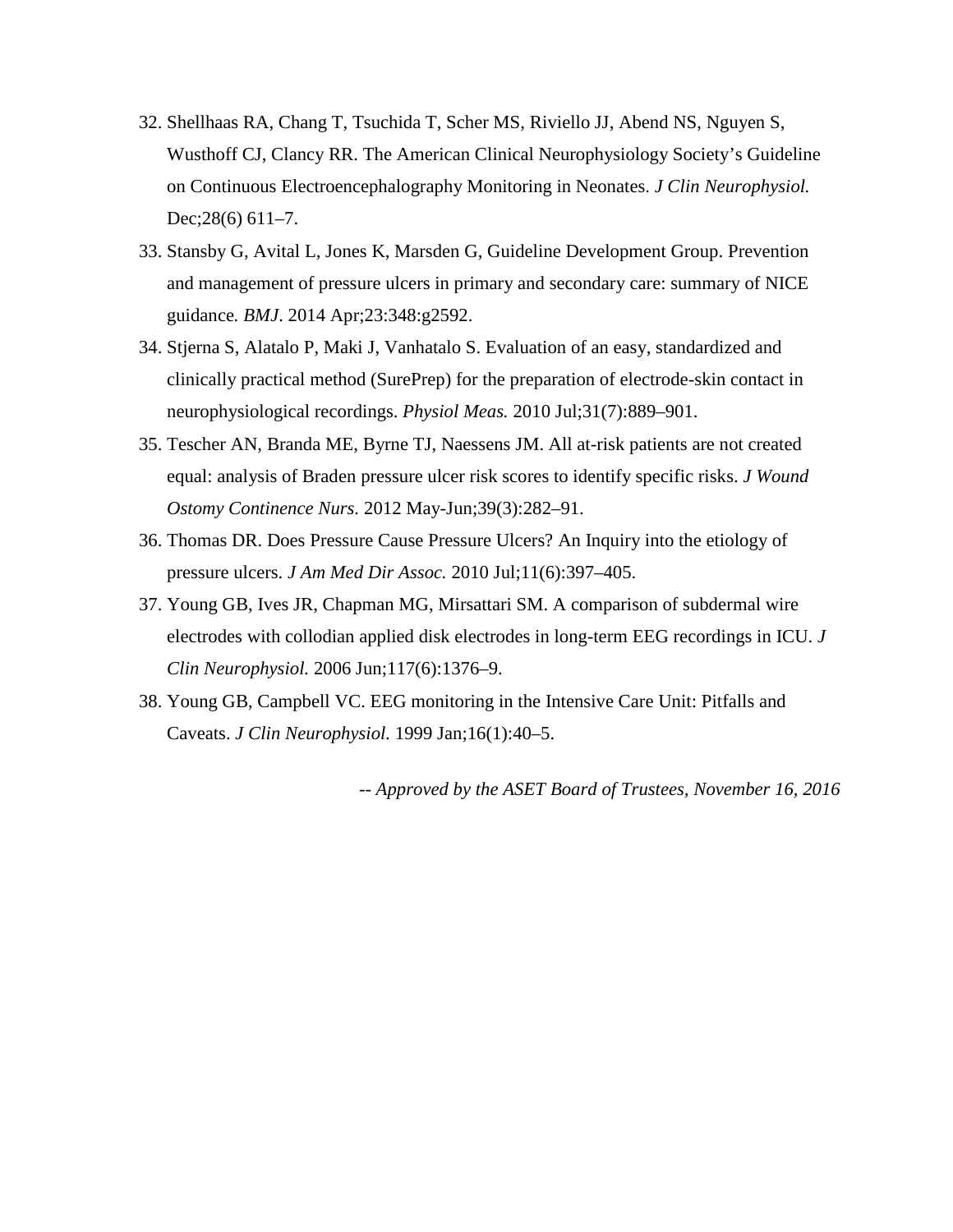32. Shellhaas RA, Chang T, Tsuchida T, Scher MS, Riviello JJ, Abend NS, Nguyen S, Wusthoff CJ, Clancy RR. The American Clinical Neurophysiology Society's Guideline on Continuous Electroencephalography Monitoring in Neonates. *J Clin Neurophysiol.* Dec;28(6) 611–7.
33. Stansby G, Avital L, Jones K, Marsden G, Guideline Development Group. Prevention and management of pressure ulcers in primary and secondary care: summary of NICE guidance*. BMJ*. 2014 Apr;23:348:g2592.
34. Stjerna S, Alatalo P, Maki J, Vanhatalo S. Evaluation of an easy, standardized and clinically practical method (SurePrep) for the preparation of electrode-skin contact in neurophysiological recordings. *Physiol Meas.* 2010 Jul;31(7):889–901.
35. Tescher AN, Branda ME, Byrne TJ, Naessens JM. All at-risk patients are not created equal: analysis of Braden pressure ulcer risk scores to identify specific risks. *J Wound Ostomy Continence Nurs.* 2012 May-Jun;39(3):282–91.
36. Thomas DR. Does Pressure Cause Pressure Ulcers? An Inquiry into the etiology of pressure ulcers. *J Am Med Dir Assoc.* 2010 Jul;11(6):397–405.
37. Young GB, Ives JR, Chapman MG, Mirsattari SM. A comparison of subdermal wire electrodes with collodian applied disk electrodes in long-term EEG recordings in ICU. *J Clin Neurophysiol.* 2006 Jun;117(6):1376–9.
38. Young GB, Campbell VC. EEG monitoring in the Intensive Care Unit: Pitfalls and Caveats. *J Clin Neurophysiol.* 1999 Jan;16(1):40–5.

-- *Approved by the ASET Board of Trustees, November 16, 2016*